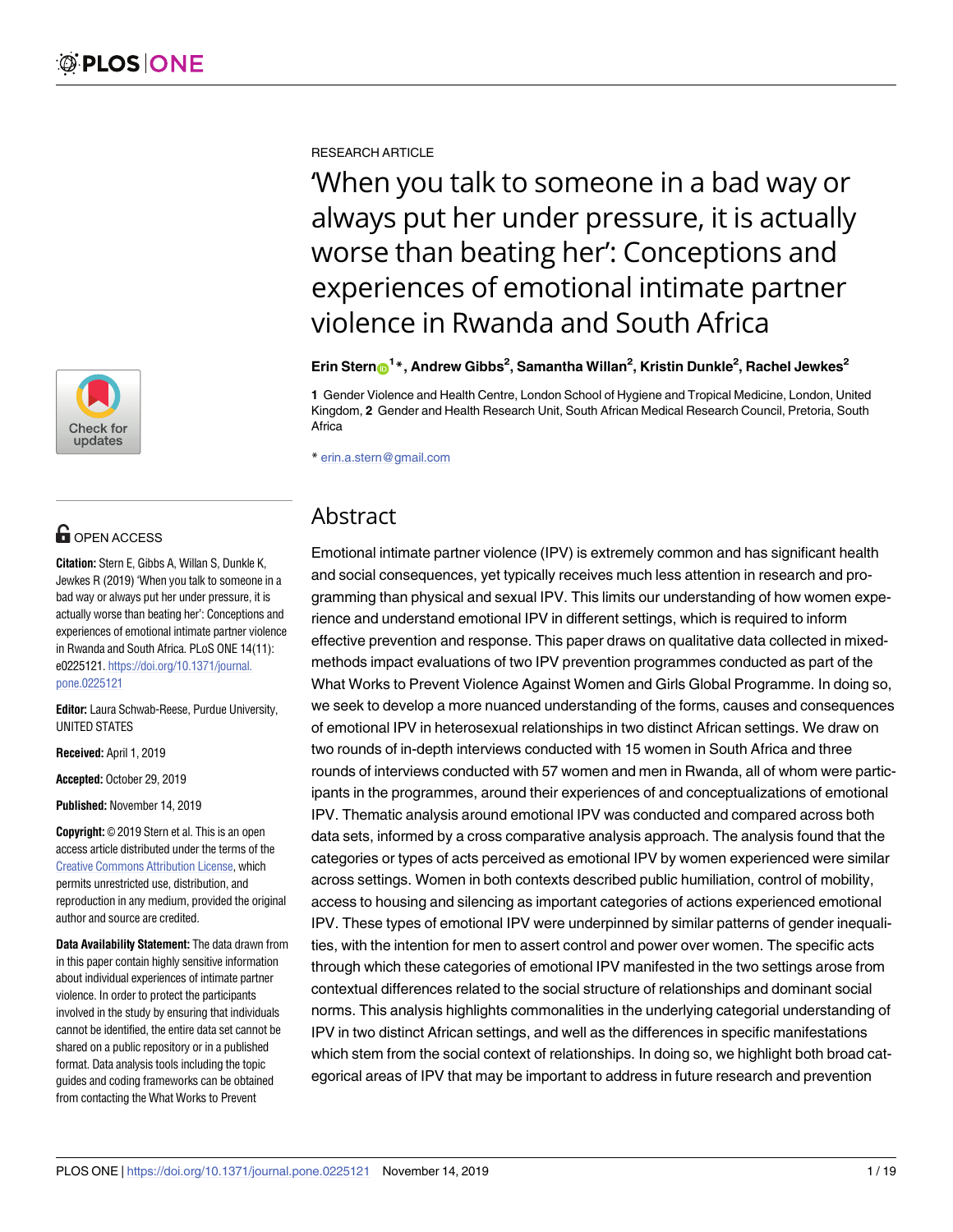RESEARCH ARTICLE

# 'When you talk to someone in a bad way or always put her under pressure, it is actually worse than beating her': Conceptions and experiences of emotional intimate partner violence in Rwanda and South Africa

**Erin Stern[1]*, Andrew Gibbs[2], Samantha Willan[2], Kristin Dunkle[2], Rachel Jewkes[2]**

**1** Gender Violence and Health Centre, London School of Hygiene and Tropical Medicine, London, United Kingdom, **2** Gender and Health Research Unit, South African Medical Research Council, Pretoria, South Africa

* erin.a.stern@gmail.com

## Abstract

Emotional intimate partner violence (IPV) is extremely common and has significant health and social consequences, yet typically receives much less attention in research and programming than physical and sexual IPV. This limits our understanding of how women experience and understand emotional IPV in different settings, which is required to inform effective prevention and response. This paper draws on qualitative data collected in mixed-methods impact evaluations of two IPV prevention programmes conducted as part of the What Works to Prevent Violence Against Women and Girls Global Programme. In doing so, we seek to develop a more nuanced understanding of the forms, causes and consequences of emotional IPV in heterosexual relationships in two distinct African settings. We draw on two rounds of in-depth interviews conducted with 15 women in South Africa and three rounds of interviews conducted with 57 women and men in Rwanda, all of whom were participants in the programmes, around their experiences of and conceptualizations of emotional IPV. Thematic analysis around emotional IPV was conducted and compared across both data sets, informed by a cross comparative analysis approach. The analysis found that the categories or types of acts perceived as emotional IPV by women experienced were similar across settings. Women in both contexts described public humiliation, control of mobility, access to housing and silencing as important categories of actions experienced emotional IPV. These types of emotional IPV were underpinned by similar patterns of gender inequalities, with the intention for men to assert control and power over women. The specific acts through which these categories of emotional IPV manifested in the two settings arose from contextual differences related to the social structure of relationships and dominant social norms. This analysis highlights commonalities in the underlying categorial understanding of IPV in two distinct African settings, and well as the differences in specific manifestations which stem from the social context of relationships. In doing so, we highlight both broad categorical areas of IPV that may be important to address in future research and prevention

OPEN ACCESS

**Citation:** Stern E, Gibbs A, Willan S, Dunkle K, Jewkes R (2019) 'When you talk to someone in a bad way or always put her under pressure, it is actually worse than beating her': Conceptions and experiences of emotional intimate partner violence in Rwanda and South Africa. PLoS ONE 14(11): e0225121. https://doi.org/10.1371/journal.pone.0225121

**Editor:** Laura Schwab-Reese, Purdue University, UNITED STATES

**Received:** April 1, 2019

**Accepted:** October 29, 2019

**Published:** November 14, 2019

**Copyright:** © 2019 Stern et al. This is an open access article distributed under the terms of the Creative Commons Attribution License, which permits unrestricted use, distribution, and reproduction in any medium, provided the original author and source are credited.

**Data Availability Statement:** The data drawn from in this paper contain highly sensitive information about individual experiences of intimate partner violence. In order to protect the participants involved in the study by ensuring that individuals cannot be identified, the entire data set cannot be shared on a public repository or in a published format. Data analysis tools including the topic guides and coding frameworks can be obtained from contacting the What Works to Prevent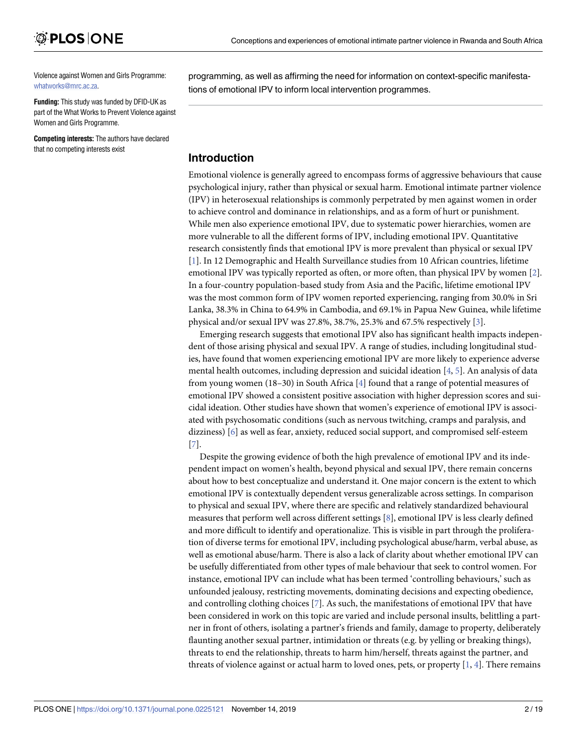Violence against Women and Girls Programme: whatworks@mrc.ac.za.

**Funding:** This study was funded by DFID-UK as part of the What Works to Prevent Violence against Women and Girls Programme.

**Competing interests:** The authors have declared that no competing interests exist

programming, as well as affirming the need for information on context-specific manifestations of emotional IPV to inform local intervention programmes.

## Introduction

Emotional violence is generally agreed to encompass forms of aggressive behaviours that cause psychological injury, rather than physical or sexual harm. Emotional intimate partner violence (IPV) in heterosexual relationships is commonly perpetrated by men against women in order to achieve control and dominance in relationships, and as a form of hurt or punishment. While men also experience emotional IPV, due to systematic power hierarchies, women are more vulnerable to all the different forms of IPV, including emotional IPV. Quantitative research consistently finds that emotional IPV is more prevalent than physical or sexual IPV [1]. In 12 Demographic and Health Surveillance studies from 10 African countries, lifetime emotional IPV was typically reported as often, or more often, than physical IPV by women [2]. In a four-country population-based study from Asia and the Pacific, lifetime emotional IPV was the most common form of IPV women reported experiencing, ranging from 30.0% in Sri Lanka, 38.3% in China to 64.9% in Cambodia, and 69.1% in Papua New Guinea, while lifetime physical and/or sexual IPV was 27.8%, 38.7%, 25.3% and 67.5% respectively [3].

Emerging research suggests that emotional IPV also has significant health impacts independent of those arising physical and sexual IPV. A range of studies, including longitudinal studies, have found that women experiencing emotional IPV are more likely to experience adverse mental health outcomes, including depression and suicidal ideation [4, 5]. An analysis of data from young women (18–30) in South Africa [4] found that a range of potential measures of emotional IPV showed a consistent positive association with higher depression scores and suicidal ideation. Other studies have shown that women's experience of emotional IPV is associated with psychosomatic conditions (such as nervous twitching, cramps and paralysis, and dizziness) [6] as well as fear, anxiety, reduced social support, and compromised self-esteem [7].

Despite the growing evidence of both the high prevalence of emotional IPV and its independent impact on women's health, beyond physical and sexual IPV, there remain concerns about how to best conceptualize and understand it. One major concern is the extent to which emotional IPV is contextually dependent versus generalizable across settings. In comparison to physical and sexual IPV, where there are specific and relatively standardized behavioural measures that perform well across different settings [8], emotional IPV is less clearly defined and more difficult to identify and operationalize. This is visible in part through the proliferation of diverse terms for emotional IPV, including psychological abuse/harm, verbal abuse, as well as emotional abuse/harm. There is also a lack of clarity about whether emotional IPV can be usefully differentiated from other types of male behaviour that seek to control women. For instance, emotional IPV can include what has been termed 'controlling behaviours,' such as unfounded jealousy, restricting movements, dominating decisions and expecting obedience, and controlling clothing choices [7]. As such, the manifestations of emotional IPV that have been considered in work on this topic are varied and include personal insults, belittling a partner in front of others, isolating a partner's friends and family, damage to property, deliberately flaunting another sexual partner, intimidation or threats (e.g. by yelling or breaking things), threats to end the relationship, threats to harm him/herself, threats against the partner, and threats of violence against or actual harm to loved ones, pets, or property [1, 4]. There remains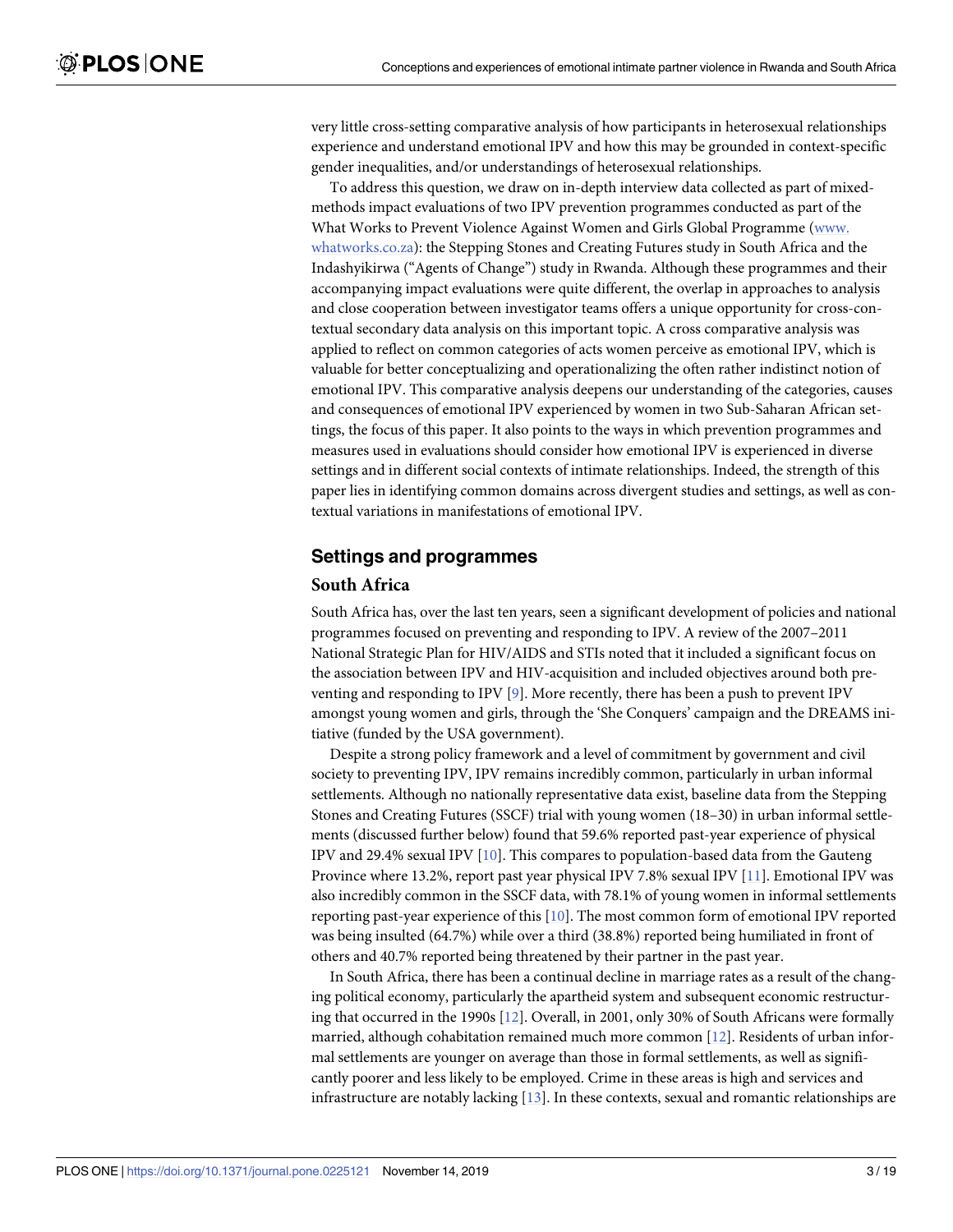very little cross-setting comparative analysis of how participants in heterosexual relationships experience and understand emotional IPV and how this may be grounded in context-specific gender inequalities, and/or understandings of heterosexual relationships.

To address this question, we draw on in-depth interview data collected as part of mixed-methods impact evaluations of two IPV prevention programmes conducted as part of the What Works to Prevent Violence Against Women and Girls Global Programme (www.whatworks.co.za): the Stepping Stones and Creating Futures study in South Africa and the Indashyikirwa ("Agents of Change") study in Rwanda. Although these programmes and their accompanying impact evaluations were quite different, the overlap in approaches to analysis and close cooperation between investigator teams offers a unique opportunity for cross-contextual secondary data analysis on this important topic. A cross comparative analysis was applied to reflect on common categories of acts women perceive as emotional IPV, which is valuable for better conceptualizing and operationalizing the often rather indistinct notion of emotional IPV. This comparative analysis deepens our understanding of the categories, causes and consequences of emotional IPV experienced by women in two Sub-Saharan African settings, the focus of this paper. It also points to the ways in which prevention programmes and measures used in evaluations should consider how emotional IPV is experienced in diverse settings and in different social contexts of intimate relationships. Indeed, the strength of this paper lies in identifying common domains across divergent studies and settings, as well as contextual variations in manifestations of emotional IPV.

## Settings and programmes

### South Africa

South Africa has, over the last ten years, seen a significant development of policies and national programmes focused on preventing and responding to IPV. A review of the 2007–2011 National Strategic Plan for HIV/AIDS and STIs noted that it included a significant focus on the association between IPV and HIV-acquisition and included objectives around both preventing and responding to IPV [9]. More recently, there has been a push to prevent IPV amongst young women and girls, through the 'She Conquers' campaign and the DREAMS initiative (funded by the USA government).

Despite a strong policy framework and a level of commitment by government and civil society to preventing IPV, IPV remains incredibly common, particularly in urban informal settlements. Although no nationally representative data exist, baseline data from the Stepping Stones and Creating Futures (SSCF) trial with young women (18–30) in urban informal settlements (discussed further below) found that 59.6% reported past-year experience of physical IPV and 29.4% sexual IPV [10]. This compares to population-based data from the Gauteng Province where 13.2%, report past year physical IPV 7.8% sexual IPV [11]. Emotional IPV was also incredibly common in the SSCF data, with 78.1% of young women in informal settlements reporting past-year experience of this [10]. The most common form of emotional IPV reported was being insulted (64.7%) while over a third (38.8%) reported being humiliated in front of others and 40.7% reported being threatened by their partner in the past year.

In South Africa, there has been a continual decline in marriage rates as a result of the changing political economy, particularly the apartheid system and subsequent economic restructuring that occurred in the 1990s [12]. Overall, in 2001, only 30% of South Africans were formally married, although cohabitation remained much more common [12]. Residents of urban informal settlements are younger on average than those in formal settlements, as well as significantly poorer and less likely to be employed. Crime in these areas is high and services and infrastructure are notably lacking [13]. In these contexts, sexual and romantic relationships are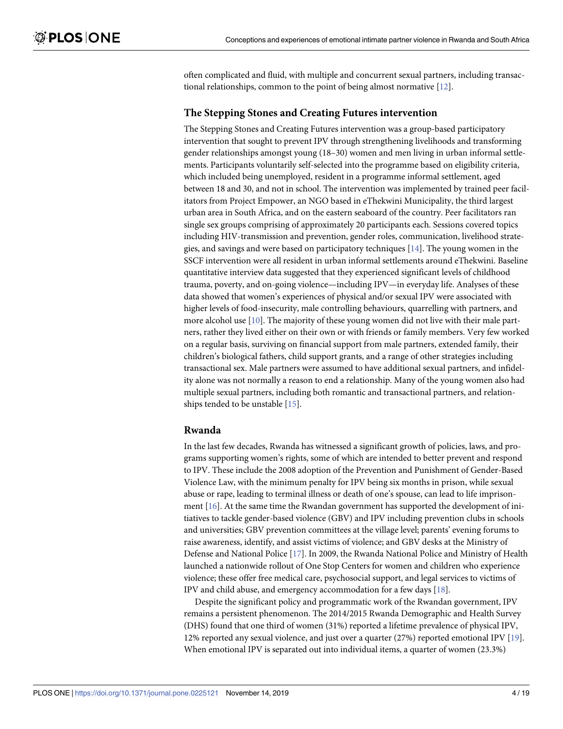often complicated and fluid, with multiple and concurrent sexual partners, including transactional relationships, common to the point of being almost normative [12].

### The Stepping Stones and Creating Futures intervention

The Stepping Stones and Creating Futures intervention was a group-based participatory intervention that sought to prevent IPV through strengthening livelihoods and transforming gender relationships amongst young (18–30) women and men living in urban informal settlements. Participants voluntarily self-selected into the programme based on eligibility criteria, which included being unemployed, resident in a programme informal settlement, aged between 18 and 30, and not in school. The intervention was implemented by trained peer facilitators from Project Empower, an NGO based in eThekwini Municipality, the third largest urban area in South Africa, and on the eastern seaboard of the country. Peer facilitators ran single sex groups comprising of approximately 20 participants each. Sessions covered topics including HIV-transmission and prevention, gender roles, communication, livelihood strategies, and savings and were based on participatory techniques [14]. The young women in the SSCF intervention were all resident in urban informal settlements around eThekwini. Baseline quantitative interview data suggested that they experienced significant levels of childhood trauma, poverty, and on-going violence—including IPV—in everyday life. Analyses of these data showed that women's experiences of physical and/or sexual IPV were associated with higher levels of food-insecurity, male controlling behaviours, quarrelling with partners, and more alcohol use [10]. The majority of these young women did not live with their male partners, rather they lived either on their own or with friends or family members. Very few worked on a regular basis, surviving on financial support from male partners, extended family, their children's biological fathers, child support grants, and a range of other strategies including transactional sex. Male partners were assumed to have additional sexual partners, and infidelity alone was not normally a reason to end a relationship. Many of the young women also had multiple sexual partners, including both romantic and transactional partners, and relationships tended to be unstable [15].

### Rwanda

In the last few decades, Rwanda has witnessed a significant growth of policies, laws, and programs supporting women's rights, some of which are intended to better prevent and respond to IPV. These include the 2008 adoption of the Prevention and Punishment of Gender-Based Violence Law, with the minimum penalty for IPV being six months in prison, while sexual abuse or rape, leading to terminal illness or death of one's spouse, can lead to life imprisonment [16]. At the same time the Rwandan government has supported the development of initiatives to tackle gender-based violence (GBV) and IPV including prevention clubs in schools and universities; GBV prevention committees at the village level; parents' evening forums to raise awareness, identify, and assist victims of violence; and GBV desks at the Ministry of Defense and National Police [17]. In 2009, the Rwanda National Police and Ministry of Health launched a nationwide rollout of One Stop Centers for women and children who experience violence; these offer free medical care, psychosocial support, and legal services to victims of IPV and child abuse, and emergency accommodation for a few days [18].

Despite the significant policy and programmatic work of the Rwandan government, IPV remains a persistent phenomenon. The 2014/2015 Rwanda Demographic and Health Survey (DHS) found that one third of women (31%) reported a lifetime prevalence of physical IPV, 12% reported any sexual violence, and just over a quarter (27%) reported emotional IPV [19]. When emotional IPV is separated out into individual items, a quarter of women (23.3%)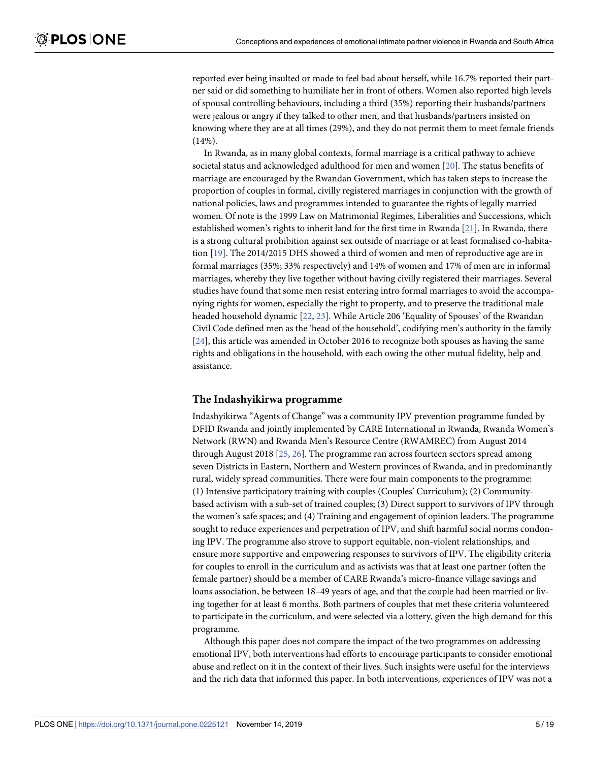reported ever being insulted or made to feel bad about herself, while 16.7% reported their partner said or did something to humiliate her in front of others. Women also reported high levels of spousal controlling behaviours, including a third (35%) reporting their husbands/partners were jealous or angry if they talked to other men, and that husbands/partners insisted on knowing where they are at all times (29%), and they do not permit them to meet female friends (14%).

In Rwanda, as in many global contexts, formal marriage is a critical pathway to achieve societal status and acknowledged adulthood for men and women [20]. The status benefits of marriage are encouraged by the Rwandan Government, which has taken steps to increase the proportion of couples in formal, civilly registered marriages in conjunction with the growth of national policies, laws and programmes intended to guarantee the rights of legally married women. Of note is the 1999 Law on Matrimonial Regimes, Liberalities and Successions, which established women's rights to inherit land for the first time in Rwanda [21]. In Rwanda, there is a strong cultural prohibition against sex outside of marriage or at least formalised co-habitation [19]. The 2014/2015 DHS showed a third of women and men of reproductive age are in formal marriages (35%; 33% respectively) and 14% of women and 17% of men are in informal marriages, whereby they live together without having civilly registered their marriages. Several studies have found that some men resist entering intro formal marriages to avoid the accompanying rights for women, especially the right to property, and to preserve the traditional male headed household dynamic [22, 23]. While Article 206 'Equality of Spouses' of the Rwandan Civil Code defined men as the 'head of the household', codifying men's authority in the family [24], this article was amended in October 2016 to recognize both spouses as having the same rights and obligations in the household, with each owing the other mutual fidelity, help and assistance.

### The Indashyikirwa programme

Indashyikirwa "Agents of Change" was a community IPV prevention programme funded by DFID Rwanda and jointly implemented by CARE International in Rwanda, Rwanda Women's Network (RWN) and Rwanda Men's Resource Centre (RWAMREC) from August 2014 through August 2018 [25, 26]. The programme ran across fourteen sectors spread among seven Districts in Eastern, Northern and Western provinces of Rwanda, and in predominantly rural, widely spread communities. There were four main components to the programme: (1) Intensive participatory training with couples (Couples' Curriculum); (2) Community-based activism with a sub-set of trained couples; (3) Direct support to survivors of IPV through the women's safe spaces; and (4) Training and engagement of opinion leaders. The programme sought to reduce experiences and perpetration of IPV, and shift harmful social norms condoning IPV. The programme also strove to support equitable, non-violent relationships, and ensure more supportive and empowering responses to survivors of IPV. The eligibility criteria for couples to enroll in the curriculum and as activists was that at least one partner (often the female partner) should be a member of CARE Rwanda's micro-finance village savings and loans association, be between 18–49 years of age, and that the couple had been married or living together for at least 6 months. Both partners of couples that met these criteria volunteered to participate in the curriculum, and were selected via a lottery, given the high demand for this programme.

Although this paper does not compare the impact of the two programmes on addressing emotional IPV, both interventions had efforts to encourage participants to consider emotional abuse and reflect on it in the context of their lives. Such insights were useful for the interviews and the rich data that informed this paper. In both interventions, experiences of IPV was not a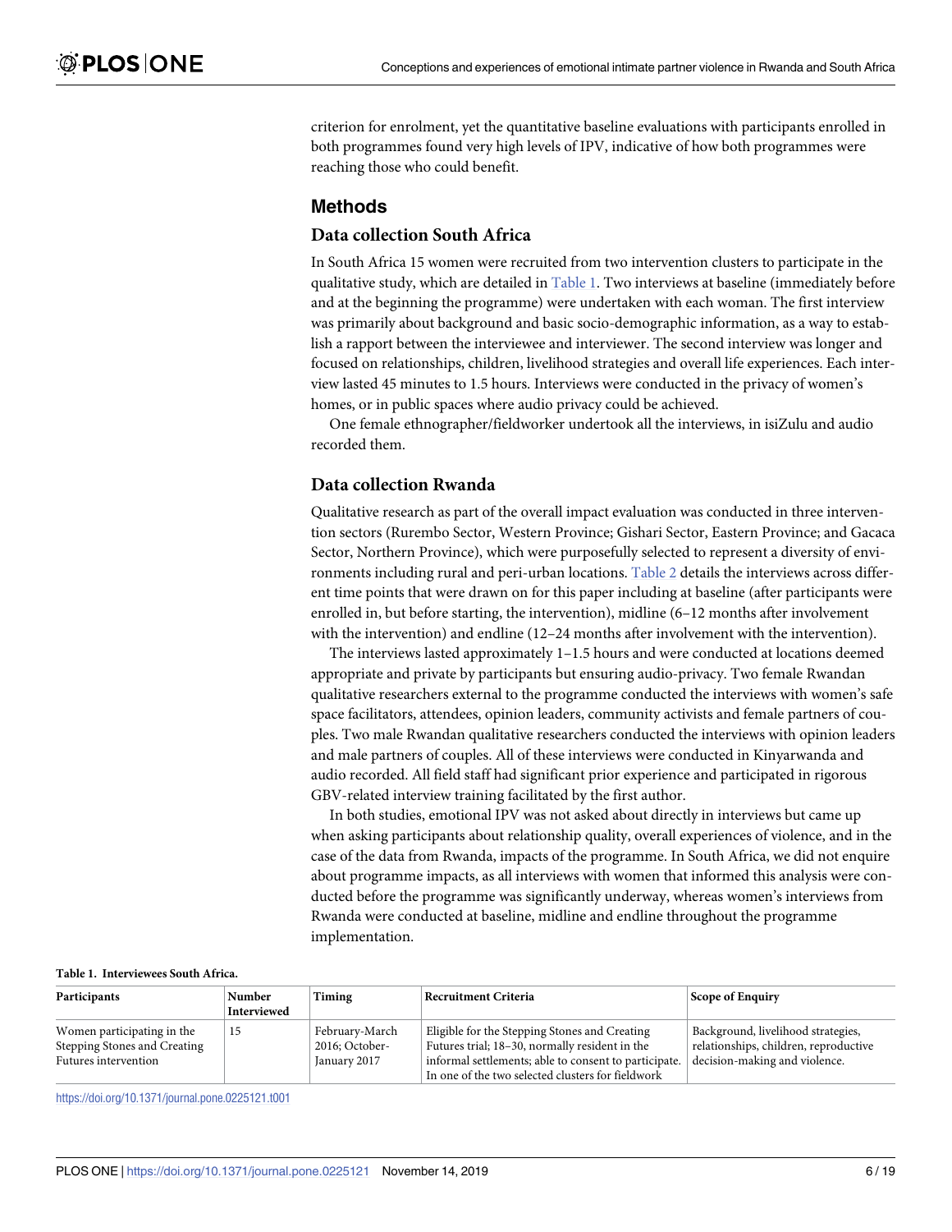criterion for enrolment, yet the quantitative baseline evaluations with participants enrolled in both programmes found very high levels of IPV, indicative of how both programmes were reaching those who could benefit.

## Methods

### Data collection South Africa

In South Africa 15 women were recruited from two intervention clusters to participate in the qualitative study, which are detailed in Table 1. Two interviews at baseline (immediately before and at the beginning the programme) were undertaken with each woman. The first interview was primarily about background and basic socio-demographic information, as a way to establish a rapport between the interviewee and interviewer. The second interview was longer and focused on relationships, children, livelihood strategies and overall life experiences. Each interview lasted 45 minutes to 1.5 hours. Interviews were conducted in the privacy of women's homes, or in public spaces where audio privacy could be achieved.

One female ethnographer/fieldworker undertook all the interviews, in isiZulu and audio recorded them.

### Data collection Rwanda

Qualitative research as part of the overall impact evaluation was conducted in three intervention sectors (Rurembo Sector, Western Province; Gishari Sector, Eastern Province; and Gacaca Sector, Northern Province), which were purposefully selected to represent a diversity of environments including rural and peri-urban locations. Table 2 details the interviews across different time points that were drawn on for this paper including at baseline (after participants were enrolled in, but before starting, the intervention), midline (6–12 months after involvement with the intervention) and endline (12–24 months after involvement with the intervention).

The interviews lasted approximately 1–1.5 hours and were conducted at locations deemed appropriate and private by participants but ensuring audio-privacy. Two female Rwandan qualitative researchers external to the programme conducted the interviews with women's safe space facilitators, attendees, opinion leaders, community activists and female partners of couples. Two male Rwandan qualitative researchers conducted the interviews with opinion leaders and male partners of couples. All of these interviews were conducted in Kinyarwanda and audio recorded. All field staff had significant prior experience and participated in rigorous GBV-related interview training facilitated by the first author.

In both studies, emotional IPV was not asked about directly in interviews but came up when asking participants about relationship quality, overall experiences of violence, and in the case of the data from Rwanda, impacts of the programme. In South Africa, we did not enquire about programme impacts, as all interviews with women that informed this analysis were conducted before the programme was significantly underway, whereas women's interviews from Rwanda were conducted at baseline, midline and endline throughout the programme implementation.

**Table 1. Interviewees South Africa.**

| Participants | Number Interviewed | Timing | Recruitment Criteria | Scope of Enquiry |
|---|---|---|---|---|
| Women participating in the Stepping Stones and Creating Futures intervention | 15 | February-March 2016; October-January 2017 | Eligible for the Stepping Stones and Creating Futures trial; 18–30, normally resident in the informal settlements; able to consent to participate. In one of the two selected clusters for fieldwork | Background, livelihood strategies, relationships, children, reproductive decision-making and violence. |

https://doi.org/10.1371/journal.pone.0225121.t001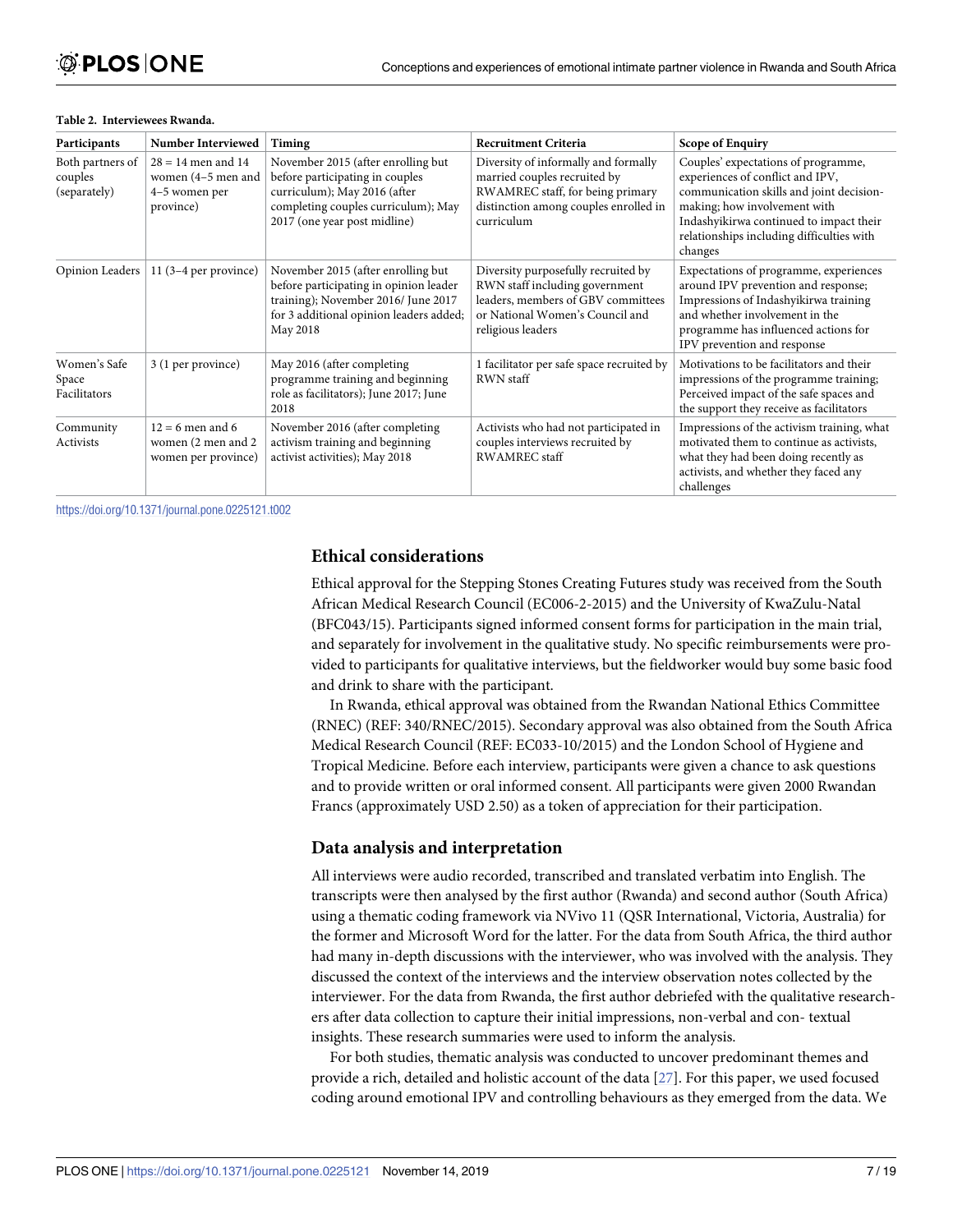**Table 2. Interviewees Rwanda.**

| Participants | Number Interviewed | Timing | Recruitment Criteria | Scope of Enquiry |
|---|---|---|---|---|
| Both partners of couples (separately) | 28 = 14 men and 14 women (4–5 men and 4–5 women per province) | November 2015 (after enrolling but before participating in couples curriculum); May 2016 (after completing couples curriculum); May 2017 (one year post midline) | Diversity of informally and formally married couples recruited by RWAMREC staff, for being primary distinction among couples enrolled in curriculum | Couples' expectations of programme, experiences of conflict and IPV, communication skills and joint decision-making; how involvement with Indashyikirwa continued to impact their relationships including difficulties with changes |
| Opinion Leaders | 11 (3–4 per province) | November 2015 (after enrolling but before participating in opinion leader training); November 2016/ June 2017 for 3 additional opinion leaders added; May 2018 | Diversity purposefully recruited by RWN staff including government leaders, members of GBV committees or National Women's Council and religious leaders | Expectations of programme, experiences around IPV prevention and response; Impressions of Indashyikirwa training and whether involvement in the programme has influenced actions for IPV prevention and response |
| Women's Safe Space Facilitators | 3 (1 per province) | May 2016 (after completing programme training and beginning role as facilitators); June 2017; June 2018 | 1 facilitator per safe space recruited by RWN staff | Motivations to be facilitators and their impressions of the programme training; Perceived impact of the safe spaces and the support they receive as facilitators |
| Community Activists | 12 = 6 men and 6 women (2 men and 2 women per province) | November 2016 (after completing activism training and beginning activist activities); May 2018 | Activists who had not participated in couples interviews recruited by RWAMREC staff | Impressions of the activism training, what motivated them to continue as activists, what they had been doing recently as activists, and whether they faced any challenges |

https://doi.org/10.1371/journal.pone.0225121.t002

## Ethical considerations

Ethical approval for the Stepping Stones Creating Futures study was received from the South African Medical Research Council (EC006-2-2015) and the University of KwaZulu-Natal (BFC043/15). Participants signed informed consent forms for participation in the main trial, and separately for involvement in the qualitative study. No specific reimbursements were provided to participants for qualitative interviews, but the fieldworker would buy some basic food and drink to share with the participant.

In Rwanda, ethical approval was obtained from the Rwandan National Ethics Committee (RNEC) (REF: 340/RNEC/2015). Secondary approval was also obtained from the South Africa Medical Research Council (REF: EC033-10/2015) and the London School of Hygiene and Tropical Medicine. Before each interview, participants were given a chance to ask questions and to provide written or oral informed consent. All participants were given 2000 Rwandan Francs (approximately USD 2.50) as a token of appreciation for their participation.

## Data analysis and interpretation

All interviews were audio recorded, transcribed and translated verbatim into English. The transcripts were then analysed by the first author (Rwanda) and second author (South Africa) using a thematic coding framework via NVivo 11 (QSR International, Victoria, Australia) for the former and Microsoft Word for the latter. For the data from South Africa, the third author had many in-depth discussions with the interviewer, who was involved with the analysis. They discussed the context of the interviews and the interview observation notes collected by the interviewer. For the data from Rwanda, the first author debriefed with the qualitative researchers after data collection to capture their initial impressions, non-verbal and con- textual insights. These research summaries were used to inform the analysis.

For both studies, thematic analysis was conducted to uncover predominant themes and provide a rich, detailed and holistic account of the data [27]. For this paper, we used focused coding around emotional IPV and controlling behaviours as they emerged from the data. We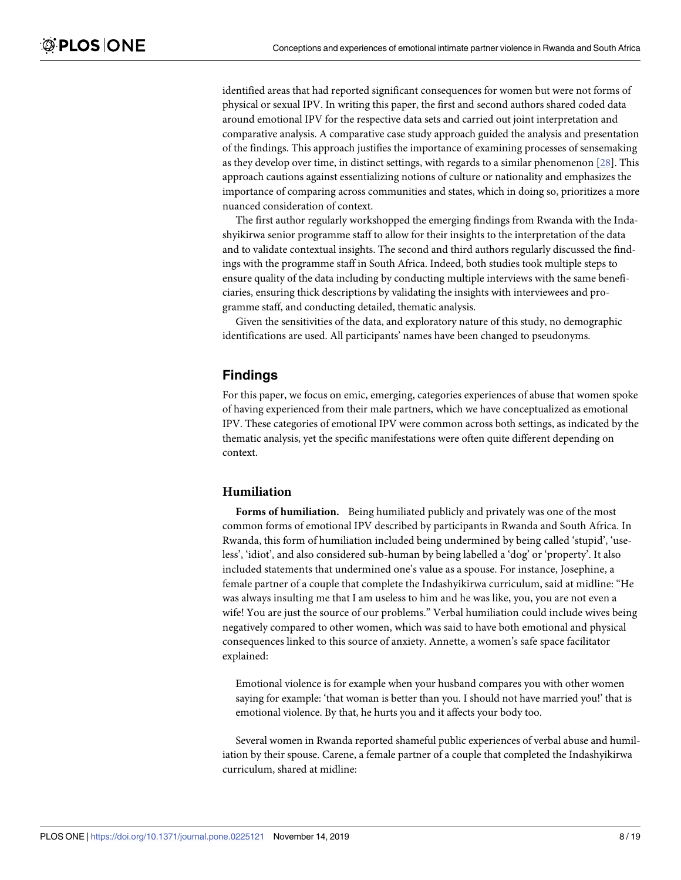identified areas that had reported significant consequences for women but were not forms of physical or sexual IPV. In writing this paper, the first and second authors shared coded data around emotional IPV for the respective data sets and carried out joint interpretation and comparative analysis. A comparative case study approach guided the analysis and presentation of the findings. This approach justifies the importance of examining processes of sensemaking as they develop over time, in distinct settings, with regards to a similar phenomenon [28]. This approach cautions against essentializing notions of culture or nationality and emphasizes the importance of comparing across communities and states, which in doing so, prioritizes a more nuanced consideration of context.

The first author regularly workshopped the emerging findings from Rwanda with the Indashyikirwa senior programme staff to allow for their insights to the interpretation of the data and to validate contextual insights. The second and third authors regularly discussed the findings with the programme staff in South Africa. Indeed, both studies took multiple steps to ensure quality of the data including by conducting multiple interviews with the same beneficiaries, ensuring thick descriptions by validating the insights with interviewees and programme staff, and conducting detailed, thematic analysis.

Given the sensitivities of the data, and exploratory nature of this study, no demographic identifications are used. All participants' names have been changed to pseudonyms.

## Findings

For this paper, we focus on emic, emerging, categories experiences of abuse that women spoke of having experienced from their male partners, which we have conceptualized as emotional IPV. These categories of emotional IPV were common across both settings, as indicated by the thematic analysis, yet the specific manifestations were often quite different depending on context.

### Humiliation

**Forms of humiliation.** Being humiliated publicly and privately was one of the most common forms of emotional IPV described by participants in Rwanda and South Africa. In Rwanda, this form of humiliation included being undermined by being called 'stupid', 'useless', 'idiot', and also considered sub-human by being labelled a 'dog' or 'property'. It also included statements that undermined one's value as a spouse. For instance, Josephine, a female partner of a couple that complete the Indashyikirwa curriculum, said at midline: "He was always insulting me that I am useless to him and he was like, you, you are not even a wife! You are just the source of our problems." Verbal humiliation could include wives being negatively compared to other women, which was said to have both emotional and physical consequences linked to this source of anxiety. Annette, a women's safe space facilitator explained:

> Emotional violence is for example when your husband compares you with other women saying for example: 'that woman is better than you. I should not have married you!' that is emotional violence. By that, he hurts you and it affects your body too.

Several women in Rwanda reported shameful public experiences of verbal abuse and humiliation by their spouse. Carene, a female partner of a couple that completed the Indashyikirwa curriculum, shared at midline: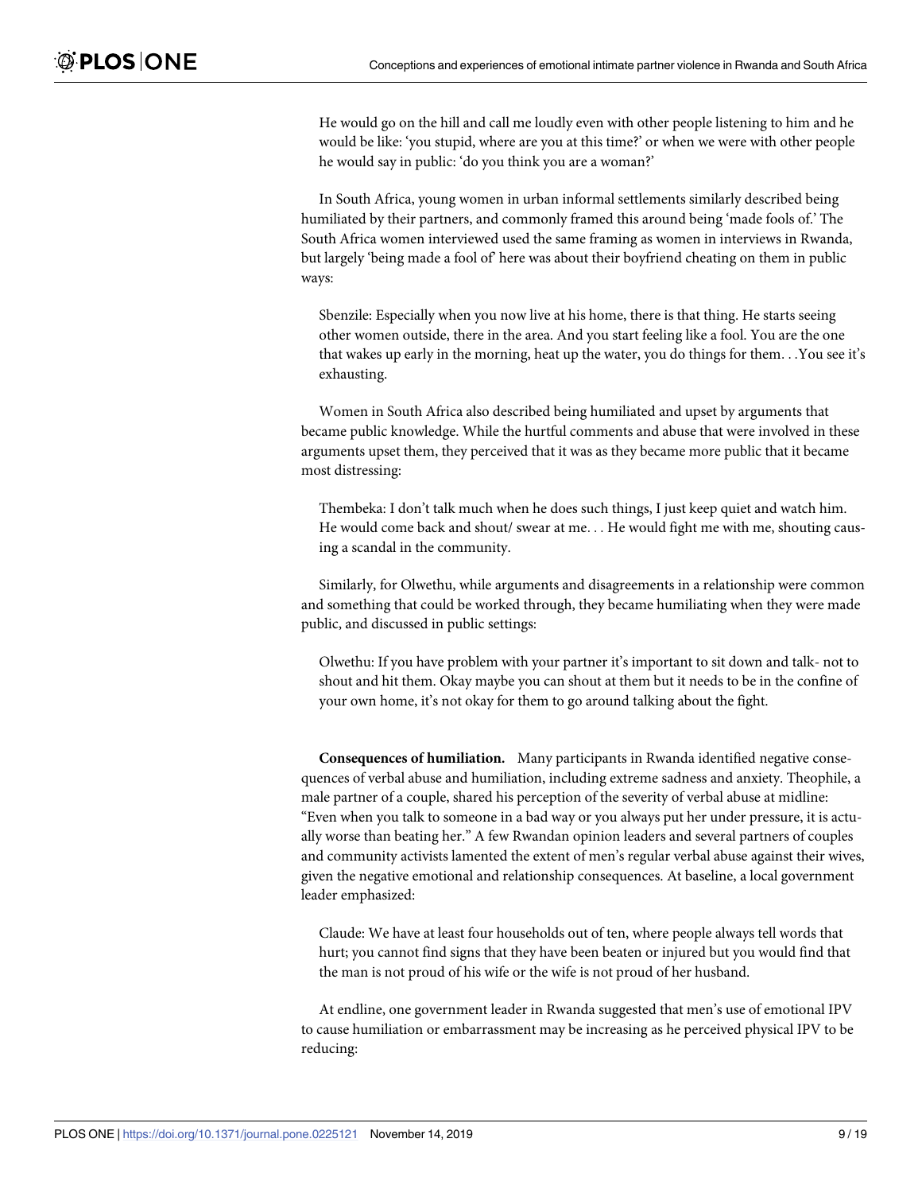He would go on the hill and call me loudly even with other people listening to him and he would be like: 'you stupid, where are you at this time?' or when we were with other people he would say in public: 'do you think you are a woman?'

In South Africa, young women in urban informal settlements similarly described being humiliated by their partners, and commonly framed this around being 'made fools of.' The South Africa women interviewed used the same framing as women in interviews in Rwanda, but largely 'being made a fool of' here was about their boyfriend cheating on them in public ways:

Sbenzile: Especially when you now live at his home, there is that thing. He starts seeing other women outside, there in the area. And you start feeling like a fool. You are the one that wakes up early in the morning, heat up the water, you do things for them. . .You see it's exhausting.

Women in South Africa also described being humiliated and upset by arguments that became public knowledge. While the hurtful comments and abuse that were involved in these arguments upset them, they perceived that it was as they became more public that it became most distressing:

Thembeka: I don't talk much when he does such things, I just keep quiet and watch him. He would come back and shout/ swear at me. . . He would fight me with me, shouting causing a scandal in the community.

Similarly, for Olwethu, while arguments and disagreements in a relationship were common and something that could be worked through, they became humiliating when they were made public, and discussed in public settings:

Olwethu: If you have problem with your partner it's important to sit down and talk- not to shout and hit them. Okay maybe you can shout at them but it needs to be in the confine of your own home, it's not okay for them to go around talking about the fight.

**Consequences of humiliation.** Many participants in Rwanda identified negative consequences of verbal abuse and humiliation, including extreme sadness and anxiety. Theophile, a male partner of a couple, shared his perception of the severity of verbal abuse at midline: "Even when you talk to someone in a bad way or you always put her under pressure, it is actually worse than beating her." A few Rwandan opinion leaders and several partners of couples and community activists lamented the extent of men's regular verbal abuse against their wives, given the negative emotional and relationship consequences. At baseline, a local government leader emphasized:

Claude: We have at least four households out of ten, where people always tell words that hurt; you cannot find signs that they have been beaten or injured but you would find that the man is not proud of his wife or the wife is not proud of her husband.

At endline, one government leader in Rwanda suggested that men's use of emotional IPV to cause humiliation or embarrassment may be increasing as he perceived physical IPV to be reducing: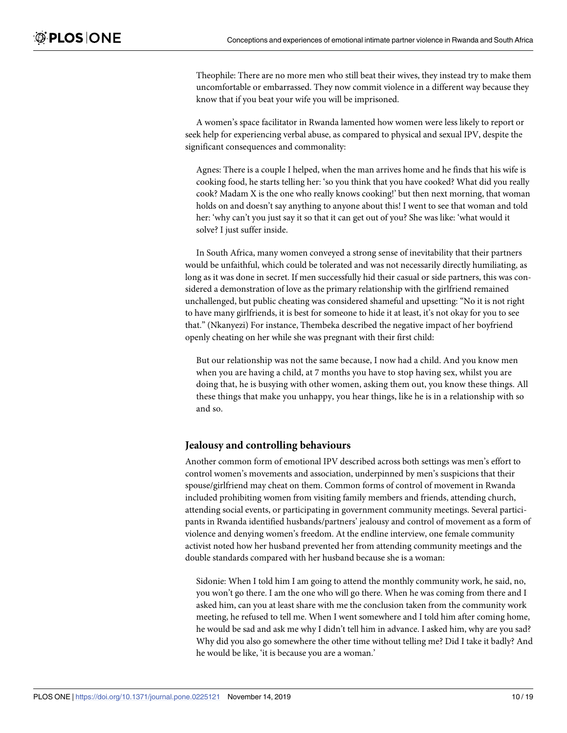> Theophile: There are no more men who still beat their wives, they instead try to make them uncomfortable or embarrassed. They now commit violence in a different way because they know that if you beat your wife you will be imprisoned.

A women's space facilitator in Rwanda lamented how women were less likely to report or seek help for experiencing verbal abuse, as compared to physical and sexual IPV, despite the significant consequences and commonality:

> Agnes: There is a couple I helped, when the man arrives home and he finds that his wife is cooking food, he starts telling her: 'so you think that you have cooked? What did you really cook? Madam X is the one who really knows cooking!' but then next morning, that woman holds on and doesn't say anything to anyone about this! I went to see that woman and told her: 'why can't you just say it so that it can get out of you? She was like: 'what would it solve? I just suffer inside.

In South Africa, many women conveyed a strong sense of inevitability that their partners would be unfaithful, which could be tolerated and was not necessarily directly humiliating, as long as it was done in secret. If men successfully hid their casual or side partners, this was considered a demonstration of love as the primary relationship with the girlfriend remained unchallenged, but public cheating was considered shameful and upsetting: "No it is not right to have many girlfriends, it is best for someone to hide it at least, it's not okay for you to see that." (Nkanyezi) For instance, Thembeka described the negative impact of her boyfriend openly cheating on her while she was pregnant with their first child:

> But our relationship was not the same because, I now had a child. And you know men when you are having a child, at 7 months you have to stop having sex, whilst you are doing that, he is busying with other women, asking them out, you know these things. All these things that make you unhappy, you hear things, like he is in a relationship with so and so.

### Jealousy and controlling behaviours

Another common form of emotional IPV described across both settings was men's effort to control women's movements and association, underpinned by men's suspicions that their spouse/girlfriend may cheat on them. Common forms of control of movement in Rwanda included prohibiting women from visiting family members and friends, attending church, attending social events, or participating in government community meetings. Several participants in Rwanda identified husbands/partners' jealousy and control of movement as a form of violence and denying women's freedom. At the endline interview, one female community activist noted how her husband prevented her from attending community meetings and the double standards compared with her husband because she is a woman:

> Sidonie: When I told him I am going to attend the monthly community work, he said, no, you won't go there. I am the one who will go there. When he was coming from there and I asked him, can you at least share with me the conclusion taken from the community work meeting, he refused to tell me. When I went somewhere and I told him after coming home, he would be sad and ask me why I didn't tell him in advance. I asked him, why are you sad? Why did you also go somewhere the other time without telling me? Did I take it badly? And he would be like, 'it is because you are a woman.'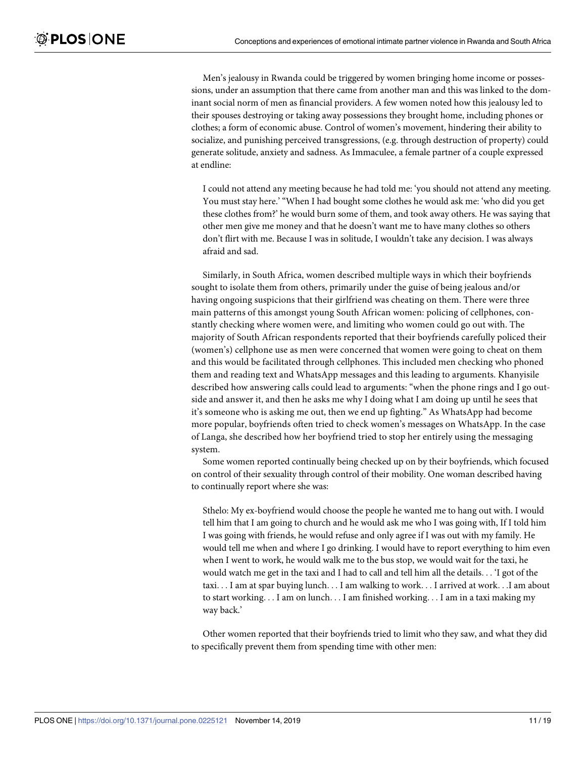Men's jealousy in Rwanda could be triggered by women bringing home income or possessions, under an assumption that there came from another man and this was linked to the dominant social norm of men as financial providers. A few women noted how this jealousy led to their spouses destroying or taking away possessions they brought home, including phones or clothes; a form of economic abuse. Control of women's movement, hindering their ability to socialize, and punishing perceived transgressions, (e.g. through destruction of property) could generate solitude, anxiety and sadness. As Immaculee, a female partner of a couple expressed at endline:

> I could not attend any meeting because he had told me: 'you should not attend any meeting. You must stay here.' "When I had bought some clothes he would ask me: 'who did you get these clothes from?' he would burn some of them, and took away others. He was saying that other men give me money and that he doesn't want me to have many clothes so others don't flirt with me. Because I was in solitude, I wouldn't take any decision. I was always afraid and sad.

Similarly, in South Africa, women described multiple ways in which their boyfriends sought to isolate them from others, primarily under the guise of being jealous and/or having ongoing suspicions that their girlfriend was cheating on them. There were three main patterns of this amongst young South African women: policing of cellphones, constantly checking where women were, and limiting who women could go out with. The majority of South African respondents reported that their boyfriends carefully policed their (women's) cellphone use as men were concerned that women were going to cheat on them and this would be facilitated through cellphones. This included men checking who phoned them and reading text and WhatsApp messages and this leading to arguments. Khanyisile described how answering calls could lead to arguments: "when the phone rings and I go outside and answer it, and then he asks me why I doing what I am doing up until he sees that it's someone who is asking me out, then we end up fighting." As WhatsApp had become more popular, boyfriends often tried to check women's messages on WhatsApp. In the case of Langa, she described how her boyfriend tried to stop her entirely using the messaging system.

Some women reported continually being checked up on by their boyfriends, which focused on control of their sexuality through control of their mobility. One woman described having to continually report where she was:

> Sthelo: My ex-boyfriend would choose the people he wanted me to hang out with. I would tell him that I am going to church and he would ask me who I was going with, If I told him I was going with friends, he would refuse and only agree if I was out with my family. He would tell me when and where I go drinking. I would have to report everything to him even when I went to work, he would walk me to the bus stop, we would wait for the taxi, he would watch me get in the taxi and I had to call and tell him all the details. . . 'I got of the taxi. . . I am at spar buying lunch. . . I am walking to work. . . I arrived at work. . .I am about to start working. . . I am on lunch. . . I am finished working. . . I am in a taxi making my way back.'

Other women reported that their boyfriends tried to limit who they saw, and what they did to specifically prevent them from spending time with other men: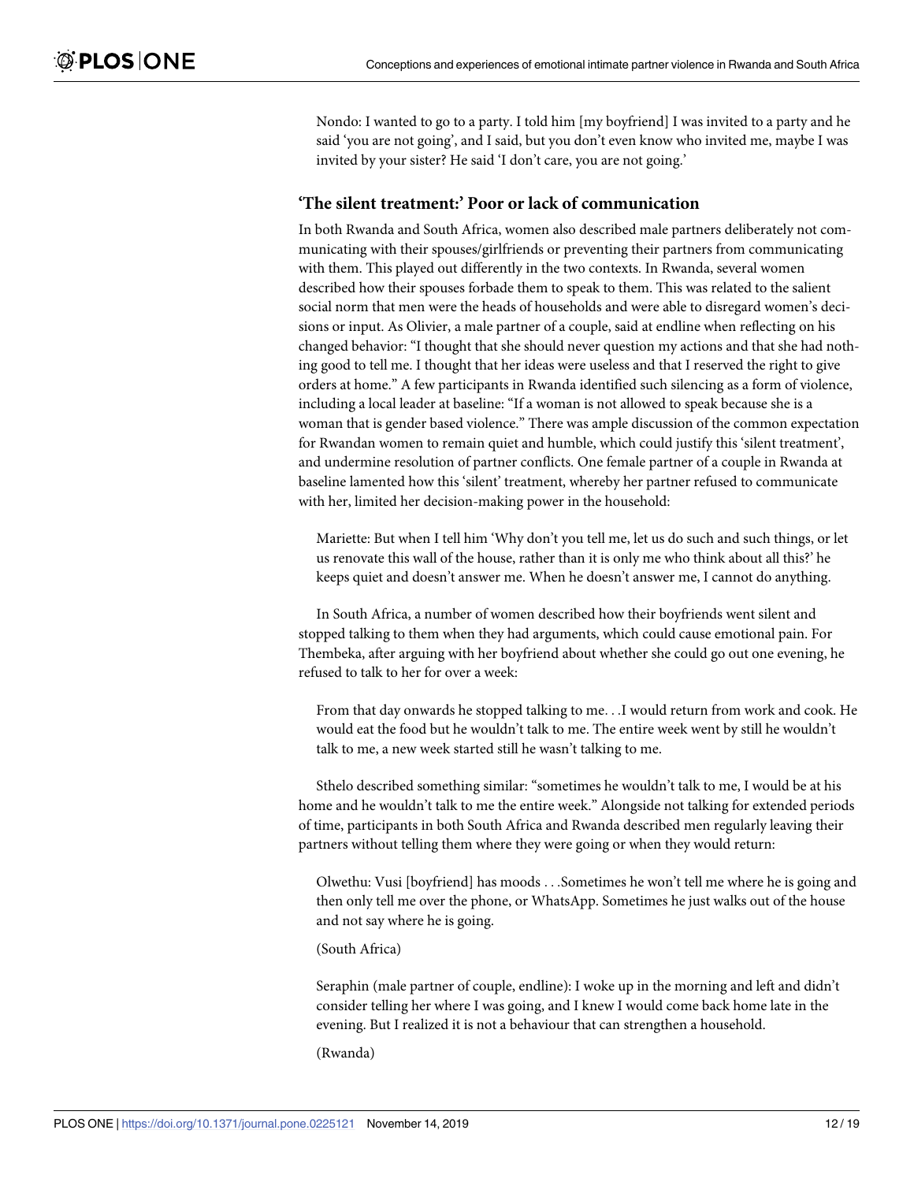Nondo: I wanted to go to a party. I told him [my boyfriend] I was invited to a party and he said 'you are not going', and I said, but you don't even know who invited me, maybe I was invited by your sister? He said 'I don't care, you are not going.'

### 'The silent treatment:' Poor or lack of communication

In both Rwanda and South Africa, women also described male partners deliberately not communicating with their spouses/girlfriends or preventing their partners from communicating with them. This played out differently in the two contexts. In Rwanda, several women described how their spouses forbade them to speak to them. This was related to the salient social norm that men were the heads of households and were able to disregard women's decisions or input. As Olivier, a male partner of a couple, said at endline when reflecting on his changed behavior: "I thought that she should never question my actions and that she had nothing good to tell me. I thought that her ideas were useless and that I reserved the right to give orders at home." A few participants in Rwanda identified such silencing as a form of violence, including a local leader at baseline: "If a woman is not allowed to speak because she is a woman that is gender based violence." There was ample discussion of the common expectation for Rwandan women to remain quiet and humble, which could justify this 'silent treatment', and undermine resolution of partner conflicts. One female partner of a couple in Rwanda at baseline lamented how this 'silent' treatment, whereby her partner refused to communicate with her, limited her decision-making power in the household:

Mariette: But when I tell him 'Why don't you tell me, let us do such and such things, or let us renovate this wall of the house, rather than it is only me who think about all this?' he keeps quiet and doesn't answer me. When he doesn't answer me, I cannot do anything.

In South Africa, a number of women described how their boyfriends went silent and stopped talking to them when they had arguments, which could cause emotional pain. For Thembeka, after arguing with her boyfriend about whether she could go out one evening, he refused to talk to her for over a week:

From that day onwards he stopped talking to me. . .I would return from work and cook. He would eat the food but he wouldn't talk to me. The entire week went by still he wouldn't talk to me, a new week started still he wasn't talking to me.

Sthelo described something similar: "sometimes he wouldn't talk to me, I would be at his home and he wouldn't talk to me the entire week." Alongside not talking for extended periods of time, participants in both South Africa and Rwanda described men regularly leaving their partners without telling them where they were going or when they would return:

Olwethu: Vusi [boyfriend] has moods . . .Sometimes he won't tell me where he is going and then only tell me over the phone, or WhatsApp. Sometimes he just walks out of the house and not say where he is going.

(South Africa)

Seraphin (male partner of couple, endline): I woke up in the morning and left and didn't consider telling her where I was going, and I knew I would come back home late in the evening. But I realized it is not a behaviour that can strengthen a household.

(Rwanda)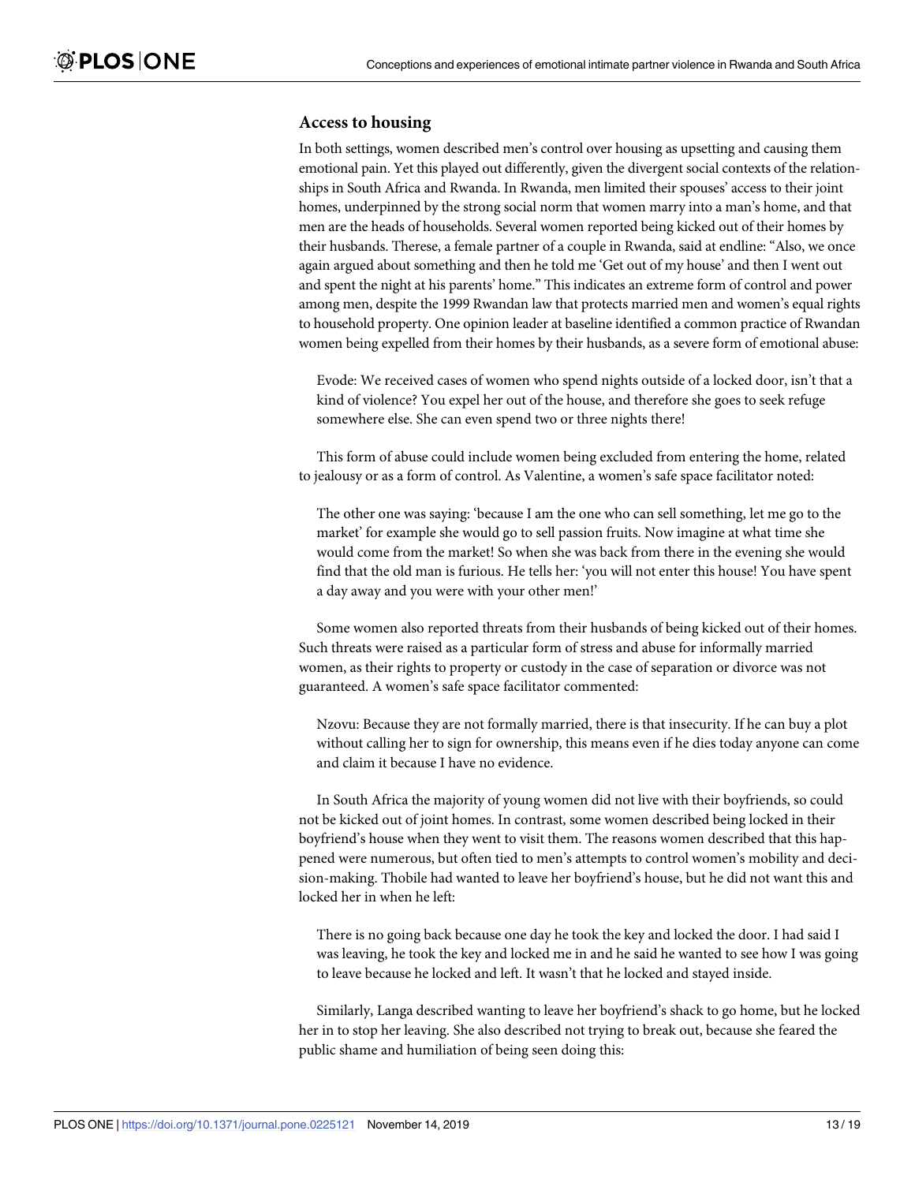### Access to housing

In both settings, women described men's control over housing as upsetting and causing them emotional pain. Yet this played out differently, given the divergent social contexts of the relationships in South Africa and Rwanda. In Rwanda, men limited their spouses' access to their joint homes, underpinned by the strong social norm that women marry into a man's home, and that men are the heads of households. Several women reported being kicked out of their homes by their husbands. Therese, a female partner of a couple in Rwanda, said at endline: "Also, we once again argued about something and then he told me 'Get out of my house' and then I went out and spent the night at his parents' home." This indicates an extreme form of control and power among men, despite the 1999 Rwandan law that protects married men and women's equal rights to household property. One opinion leader at baseline identified a common practice of Rwandan women being expelled from their homes by their husbands, as a severe form of emotional abuse:

> Evode: We received cases of women who spend nights outside of a locked door, isn't that a kind of violence? You expel her out of the house, and therefore she goes to seek refuge somewhere else. She can even spend two or three nights there!

This form of abuse could include women being excluded from entering the home, related to jealousy or as a form of control. As Valentine, a women's safe space facilitator noted:

> The other one was saying: 'because I am the one who can sell something, let me go to the market' for example she would go to sell passion fruits. Now imagine at what time she would come from the market! So when she was back from there in the evening she would find that the old man is furious. He tells her: 'you will not enter this house! You have spent a day away and you were with your other men!'

Some women also reported threats from their husbands of being kicked out of their homes. Such threats were raised as a particular form of stress and abuse for informally married women, as their rights to property or custody in the case of separation or divorce was not guaranteed. A women's safe space facilitator commented:

> Nzovu: Because they are not formally married, there is that insecurity. If he can buy a plot without calling her to sign for ownership, this means even if he dies today anyone can come and claim it because I have no evidence.

In South Africa the majority of young women did not live with their boyfriends, so could not be kicked out of joint homes. In contrast, some women described being locked in their boyfriend's house when they went to visit them. The reasons women described that this happened were numerous, but often tied to men's attempts to control women's mobility and decision-making. Thobile had wanted to leave her boyfriend's house, but he did not want this and locked her in when he left:

> There is no going back because one day he took the key and locked the door. I had said I was leaving, he took the key and locked me in and he said he wanted to see how I was going to leave because he locked and left. It wasn't that he locked and stayed inside.

Similarly, Langa described wanting to leave her boyfriend's shack to go home, but he locked her in to stop her leaving. She also described not trying to break out, because she feared the public shame and humiliation of being seen doing this: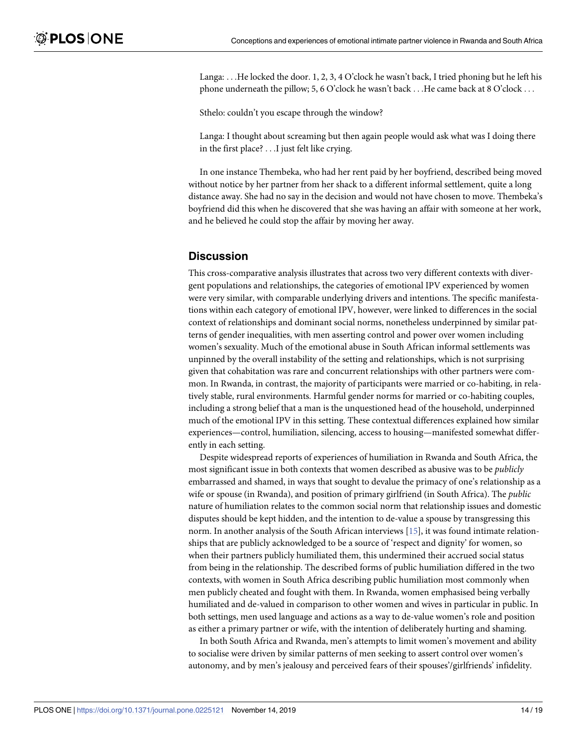Langa: . . .He locked the door. 1, 2, 3, 4 O'clock he wasn't back, I tried phoning but he left his phone underneath the pillow; 5, 6 O'clock he wasn't back . . .He came back at 8 O'clock . . .

Sthelo: couldn't you escape through the window?

Langa: I thought about screaming but then again people would ask what was I doing there in the first place? . . .I just felt like crying.

In one instance Thembeka, who had her rent paid by her boyfriend, described being moved without notice by her partner from her shack to a different informal settlement, quite a long distance away. She had no say in the decision and would not have chosen to move. Thembeka's boyfriend did this when he discovered that she was having an affair with someone at her work, and he believed he could stop the affair by moving her away.

## Discussion

This cross-comparative analysis illustrates that across two very different contexts with divergent populations and relationships, the categories of emotional IPV experienced by women were very similar, with comparable underlying drivers and intentions. The specific manifestations within each category of emotional IPV, however, were linked to differences in the social context of relationships and dominant social norms, nonetheless underpinned by similar patterns of gender inequalities, with men asserting control and power over women including women's sexuality. Much of the emotional abuse in South African informal settlements was unpinned by the overall instability of the setting and relationships, which is not surprising given that cohabitation was rare and concurrent relationships with other partners were common. In Rwanda, in contrast, the majority of participants were married or co-habiting, in relatively stable, rural environments. Harmful gender norms for married or co-habiting couples, including a strong belief that a man is the unquestioned head of the household, underpinned much of the emotional IPV in this setting. These contextual differences explained how similar experiences—control, humiliation, silencing, access to housing—manifested somewhat differently in each setting.

Despite widespread reports of experiences of humiliation in Rwanda and South Africa, the most significant issue in both contexts that women described as abusive was to be *publicly* embarrassed and shamed, in ways that sought to devalue the primacy of one's relationship as a wife or spouse (in Rwanda), and position of primary girlfriend (in South Africa). The *public* nature of humiliation relates to the common social norm that relationship issues and domestic disputes should be kept hidden, and the intention to de-value a spouse by transgressing this norm. In another analysis of the South African interviews [15], it was found intimate relationships that are publicly acknowledged to be a source of 'respect and dignity' for women, so when their partners publicly humiliated them, this undermined their accrued social status from being in the relationship. The described forms of public humiliation differed in the two contexts, with women in South Africa describing public humiliation most commonly when men publicly cheated and fought with them. In Rwanda, women emphasised being verbally humiliated and de-valued in comparison to other women and wives in particular in public. In both settings, men used language and actions as a way to de-value women's role and position as either a primary partner or wife, with the intention of deliberately hurting and shaming.

In both South Africa and Rwanda, men's attempts to limit women's movement and ability to socialise were driven by similar patterns of men seeking to assert control over women's autonomy, and by men's jealousy and perceived fears of their spouses'/girlfriends' infidelity.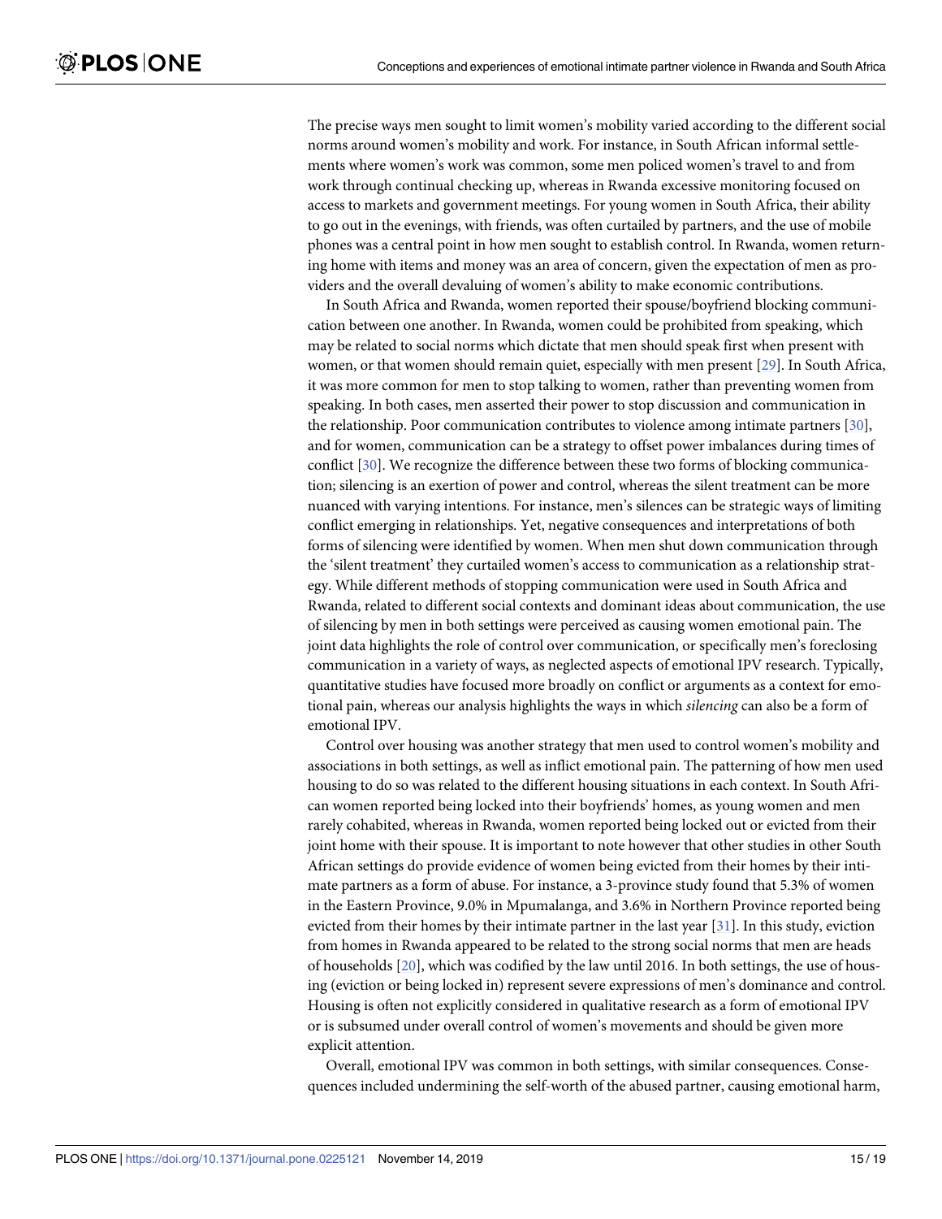The precise ways men sought to limit women's mobility varied according to the different social norms around women's mobility and work. For instance, in South African informal settlements where women's work was common, some men policed women's travel to and from work through continual checking up, whereas in Rwanda excessive monitoring focused on access to markets and government meetings. For young women in South Africa, their ability to go out in the evenings, with friends, was often curtailed by partners, and the use of mobile phones was a central point in how men sought to establish control. In Rwanda, women returning home with items and money was an area of concern, given the expectation of men as providers and the overall devaluing of women's ability to make economic contributions.

In South Africa and Rwanda, women reported their spouse/boyfriend blocking communication between one another. In Rwanda, women could be prohibited from speaking, which may be related to social norms which dictate that men should speak first when present with women, or that women should remain quiet, especially with men present [29]. In South Africa, it was more common for men to stop talking to women, rather than preventing women from speaking. In both cases, men asserted their power to stop discussion and communication in the relationship. Poor communication contributes to violence among intimate partners [30], and for women, communication can be a strategy to offset power imbalances during times of conflict [30]. We recognize the difference between these two forms of blocking communication; silencing is an exertion of power and control, whereas the silent treatment can be more nuanced with varying intentions. For instance, men's silences can be strategic ways of limiting conflict emerging in relationships. Yet, negative consequences and interpretations of both forms of silencing were identified by women. When men shut down communication through the 'silent treatment' they curtailed women's access to communication as a relationship strategy. While different methods of stopping communication were used in South Africa and Rwanda, related to different social contexts and dominant ideas about communication, the use of silencing by men in both settings were perceived as causing women emotional pain. The joint data highlights the role of control over communication, or specifically men's foreclosing communication in a variety of ways, as neglected aspects of emotional IPV research. Typically, quantitative studies have focused more broadly on conflict or arguments as a context for emotional pain, whereas our analysis highlights the ways in which *silencing* can also be a form of emotional IPV.

Control over housing was another strategy that men used to control women's mobility and associations in both settings, as well as inflict emotional pain. The patterning of how men used housing to do so was related to the different housing situations in each context. In South African women reported being locked into their boyfriends' homes, as young women and men rarely cohabited, whereas in Rwanda, women reported being locked out or evicted from their joint home with their spouse. It is important to note however that other studies in other South African settings do provide evidence of women being evicted from their homes by their intimate partners as a form of abuse. For instance, a 3-province study found that 5.3% of women in the Eastern Province, 9.0% in Mpumalanga, and 3.6% in Northern Province reported being evicted from their homes by their intimate partner in the last year [31]. In this study, eviction from homes in Rwanda appeared to be related to the strong social norms that men are heads of households [20], which was codified by the law until 2016. In both settings, the use of housing (eviction or being locked in) represent severe expressions of men's dominance and control. Housing is often not explicitly considered in qualitative research as a form of emotional IPV or is subsumed under overall control of women's movements and should be given more explicit attention.

Overall, emotional IPV was common in both settings, with similar consequences. Consequences included undermining the self-worth of the abused partner, causing emotional harm,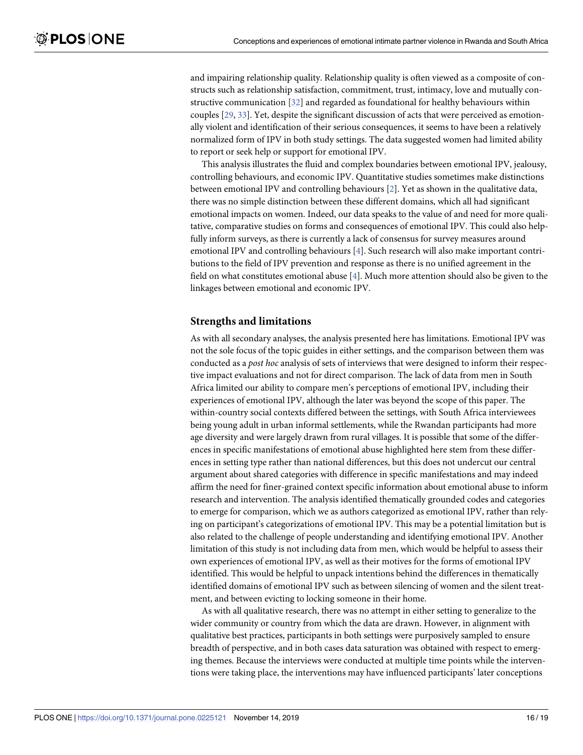and impairing relationship quality. Relationship quality is often viewed as a composite of constructs such as relationship satisfaction, commitment, trust, intimacy, love and mutually constructive communication [32] and regarded as foundational for healthy behaviours within couples [29, 33]. Yet, despite the significant discussion of acts that were perceived as emotionally violent and identification of their serious consequences, it seems to have been a relatively normalized form of IPV in both study settings. The data suggested women had limited ability to report or seek help or support for emotional IPV.

This analysis illustrates the fluid and complex boundaries between emotional IPV, jealousy, controlling behaviours, and economic IPV. Quantitative studies sometimes make distinctions between emotional IPV and controlling behaviours [2]. Yet as shown in the qualitative data, there was no simple distinction between these different domains, which all had significant emotional impacts on women. Indeed, our data speaks to the value of and need for more qualitative, comparative studies on forms and consequences of emotional IPV. This could also helpfully inform surveys, as there is currently a lack of consensus for survey measures around emotional IPV and controlling behaviours [4]. Such research will also make important contributions to the field of IPV prevention and response as there is no unified agreement in the field on what constitutes emotional abuse [4]. Much more attention should also be given to the linkages between emotional and economic IPV.

## Strengths and limitations

As with all secondary analyses, the analysis presented here has limitations. Emotional IPV was not the sole focus of the topic guides in either settings, and the comparison between them was conducted as a *post hoc* analysis of sets of interviews that were designed to inform their respective impact evaluations and not for direct comparison. The lack of data from men in South Africa limited our ability to compare men's perceptions of emotional IPV, including their experiences of emotional IPV, although the later was beyond the scope of this paper. The within-country social contexts differed between the settings, with South Africa interviewees being young adult in urban informal settlements, while the Rwandan participants had more age diversity and were largely drawn from rural villages. It is possible that some of the differences in specific manifestations of emotional abuse highlighted here stem from these differences in setting type rather than national differences, but this does not undercut our central argument about shared categories with difference in specific manifestations and may indeed affirm the need for finer-grained context specific information about emotional abuse to inform research and intervention. The analysis identified thematically grounded codes and categories to emerge for comparison, which we as authors categorized as emotional IPV, rather than relying on participant's categorizations of emotional IPV. This may be a potential limitation but is also related to the challenge of people understanding and identifying emotional IPV. Another limitation of this study is not including data from men, which would be helpful to assess their own experiences of emotional IPV, as well as their motives for the forms of emotional IPV identified. This would be helpful to unpack intentions behind the differences in thematically identified domains of emotional IPV such as between silencing of women and the silent treatment, and between evicting to locking someone in their home.

As with all qualitative research, there was no attempt in either setting to generalize to the wider community or country from which the data are drawn. However, in alignment with qualitative best practices, participants in both settings were purposively sampled to ensure breadth of perspective, and in both cases data saturation was obtained with respect to emerging themes. Because the interviews were conducted at multiple time points while the interventions were taking place, the interventions may have influenced participants' later conceptions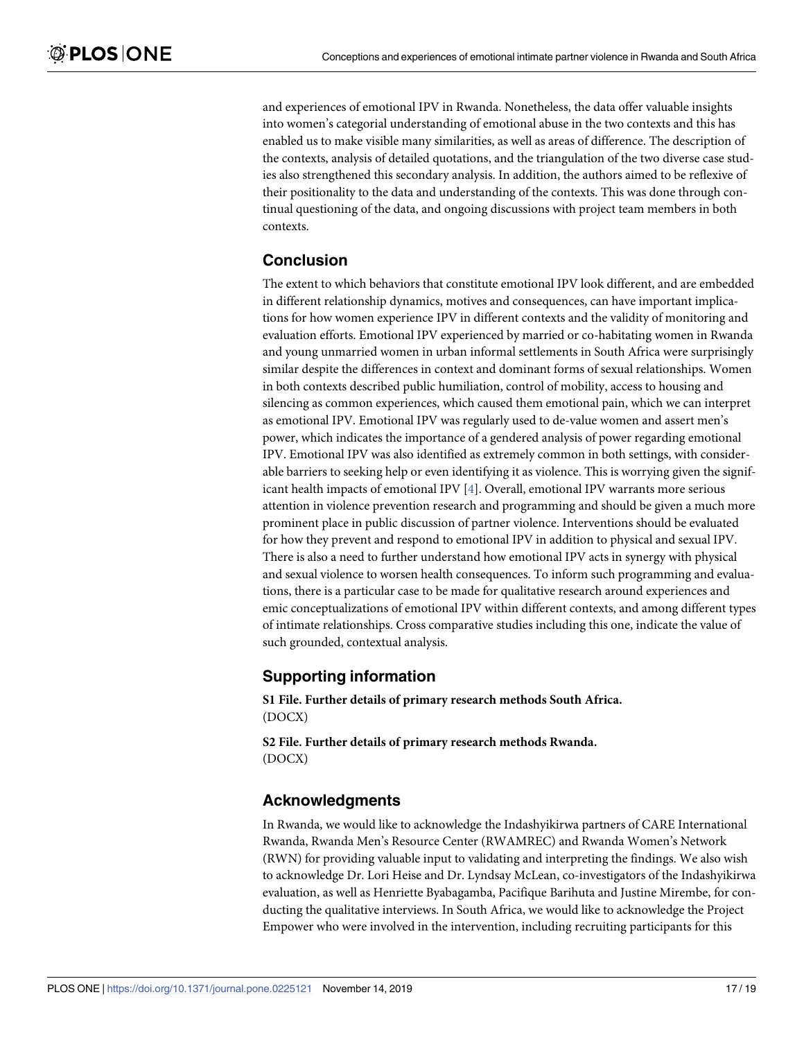and experiences of emotional IPV in Rwanda. Nonetheless, the data offer valuable insights into women's categorial understanding of emotional abuse in the two contexts and this has enabled us to make visible many similarities, as well as areas of difference. The description of the contexts, analysis of detailed quotations, and the triangulation of the two diverse case studies also strengthened this secondary analysis. In addition, the authors aimed to be reflexive of their positionality to the data and understanding of the contexts. This was done through continual questioning of the data, and ongoing discussions with project team members in both contexts.

## Conclusion

The extent to which behaviors that constitute emotional IPV look different, and are embedded in different relationship dynamics, motives and consequences, can have important implications for how women experience IPV in different contexts and the validity of monitoring and evaluation efforts. Emotional IPV experienced by married or co-habitating women in Rwanda and young unmarried women in urban informal settlements in South Africa were surprisingly similar despite the differences in context and dominant forms of sexual relationships. Women in both contexts described public humiliation, control of mobility, access to housing and silencing as common experiences, which caused them emotional pain, which we can interpret as emotional IPV. Emotional IPV was regularly used to de-value women and assert men's power, which indicates the importance of a gendered analysis of power regarding emotional IPV. Emotional IPV was also identified as extremely common in both settings, with considerable barriers to seeking help or even identifying it as violence. This is worrying given the significant health impacts of emotional IPV [4]. Overall, emotional IPV warrants more serious attention in violence prevention research and programming and should be given a much more prominent place in public discussion of partner violence. Interventions should be evaluated for how they prevent and respond to emotional IPV in addition to physical and sexual IPV. There is also a need to further understand how emotional IPV acts in synergy with physical and sexual violence to worsen health consequences. To inform such programming and evaluations, there is a particular case to be made for qualitative research around experiences and emic conceptualizations of emotional IPV within different contexts, and among different types of intimate relationships. Cross comparative studies including this one, indicate the value of such grounded, contextual analysis.

## Supporting information

**S1 File. Further details of primary research methods South Africa.**
(DOCX)

**S2 File. Further details of primary research methods Rwanda.**
(DOCX)

## Acknowledgments

In Rwanda, we would like to acknowledge the Indashyikirwa partners of CARE International Rwanda, Rwanda Men's Resource Center (RWAMREC) and Rwanda Women's Network (RWN) for providing valuable input to validating and interpreting the findings. We also wish to acknowledge Dr. Lori Heise and Dr. Lyndsay McLean, co-investigators of the Indashyikirwa evaluation, as well as Henriette Byabagamba, Pacifique Barihuta and Justine Mirembe, for conducting the qualitative interviews. In South Africa, we would like to acknowledge the Project Empower who were involved in the intervention, including recruiting participants for this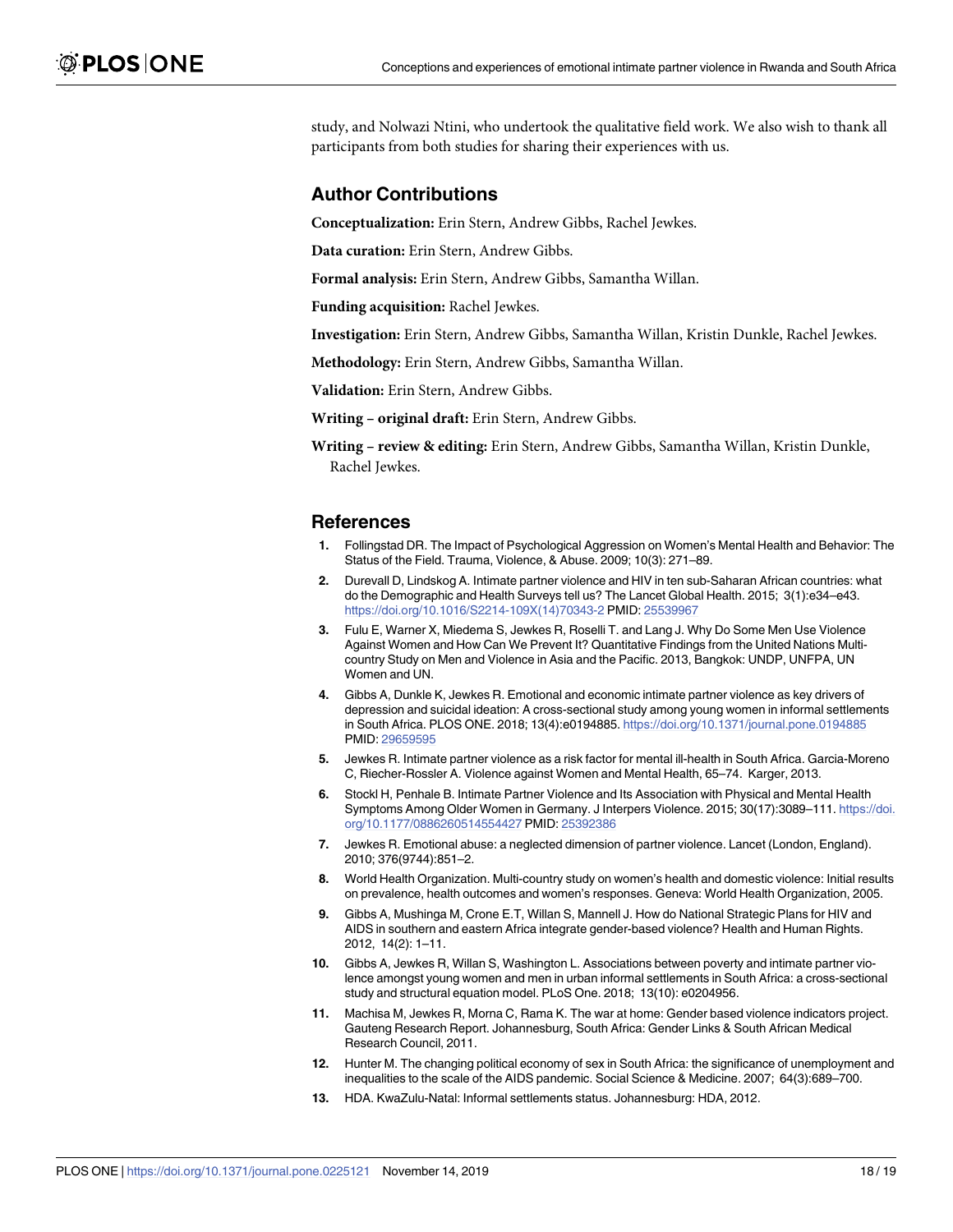study, and Nolwazi Ntini, who undertook the qualitative field work. We also wish to thank all participants from both studies for sharing their experiences with us.

## Author Contributions

**Conceptualization:** Erin Stern, Andrew Gibbs, Rachel Jewkes.

**Data curation:** Erin Stern, Andrew Gibbs.

**Formal analysis:** Erin Stern, Andrew Gibbs, Samantha Willan.

**Funding acquisition:** Rachel Jewkes.

**Investigation:** Erin Stern, Andrew Gibbs, Samantha Willan, Kristin Dunkle, Rachel Jewkes.

**Methodology:** Erin Stern, Andrew Gibbs, Samantha Willan.

**Validation:** Erin Stern, Andrew Gibbs.

**Writing – original draft:** Erin Stern, Andrew Gibbs.

**Writing – review & editing:** Erin Stern, Andrew Gibbs, Samantha Willan, Kristin Dunkle, Rachel Jewkes.

## References

1. Follingstad DR. The Impact of Psychological Aggression on Women's Mental Health and Behavior: The Status of the Field. Trauma, Violence, & Abuse. 2009; 10(3): 271–89.
2. Durevall D, Lindskog A. Intimate partner violence and HIV in ten sub-Saharan African countries: what do the Demographic and Health Surveys tell us? The Lancet Global Health. 2015; 3(1):e34–e43. https://doi.org/10.1016/S2214-109X(14)70343-2 PMID: 25539967
3. Fulu E, Warner X, Miedema S, Jewkes R, Roselli T. and Lang J. Why Do Some Men Use Violence Against Women and How Can We Prevent It? Quantitative Findings from the United Nations Multi-country Study on Men and Violence in Asia and the Pacific. 2013, Bangkok: UNDP, UNFPA, UN Women and UN.
4. Gibbs A, Dunkle K, Jewkes R. Emotional and economic intimate partner violence as key drivers of depression and suicidal ideation: A cross-sectional study among young women in informal settlements in South Africa. PLOS ONE. 2018; 13(4):e0194885. https://doi.org/10.1371/journal.pone.0194885 PMID: 29659595
5. Jewkes R. Intimate partner violence as a risk factor for mental ill-health in South Africa. Garcia-Moreno C, Riecher-Rossler A. Violence against Women and Mental Health, 65–74. Karger, 2013.
6. Stockl H, Penhale B. Intimate Partner Violence and Its Association with Physical and Mental Health Symptoms Among Older Women in Germany. J Interpers Violence. 2015; 30(17):3089–111. https://doi.org/10.1177/0886260514554427 PMID: 25392386
7. Jewkes R. Emotional abuse: a neglected dimension of partner violence. Lancet (London, England). 2010; 376(9744):851–2.
8. World Health Organization. Multi-country study on women's health and domestic violence: Initial results on prevalence, health outcomes and women's responses. Geneva: World Health Organization, 2005.
9. Gibbs A, Mushinga M, Crone E.T, Willan S, Mannell J. How do National Strategic Plans for HIV and AIDS in southern and eastern Africa integrate gender-based violence? Health and Human Rights. 2012, 14(2): 1–11.
10. Gibbs A, Jewkes R, Willan S, Washington L. Associations between poverty and intimate partner violence amongst young women and men in urban informal settlements in South Africa: a cross-sectional study and structural equation model. PLoS One. 2018; 13(10): e0204956.
11. Machisa M, Jewkes R, Morna C, Rama K. The war at home: Gender based violence indicators project. Gauteng Research Report. Johannesburg, South Africa: Gender Links & South African Medical Research Council, 2011.
12. Hunter M. The changing political economy of sex in South Africa: the significance of unemployment and inequalities to the scale of the AIDS pandemic. Social Science & Medicine. 2007; 64(3):689–700.
13. HDA. KwaZulu-Natal: Informal settlements status. Johannesburg: HDA, 2012.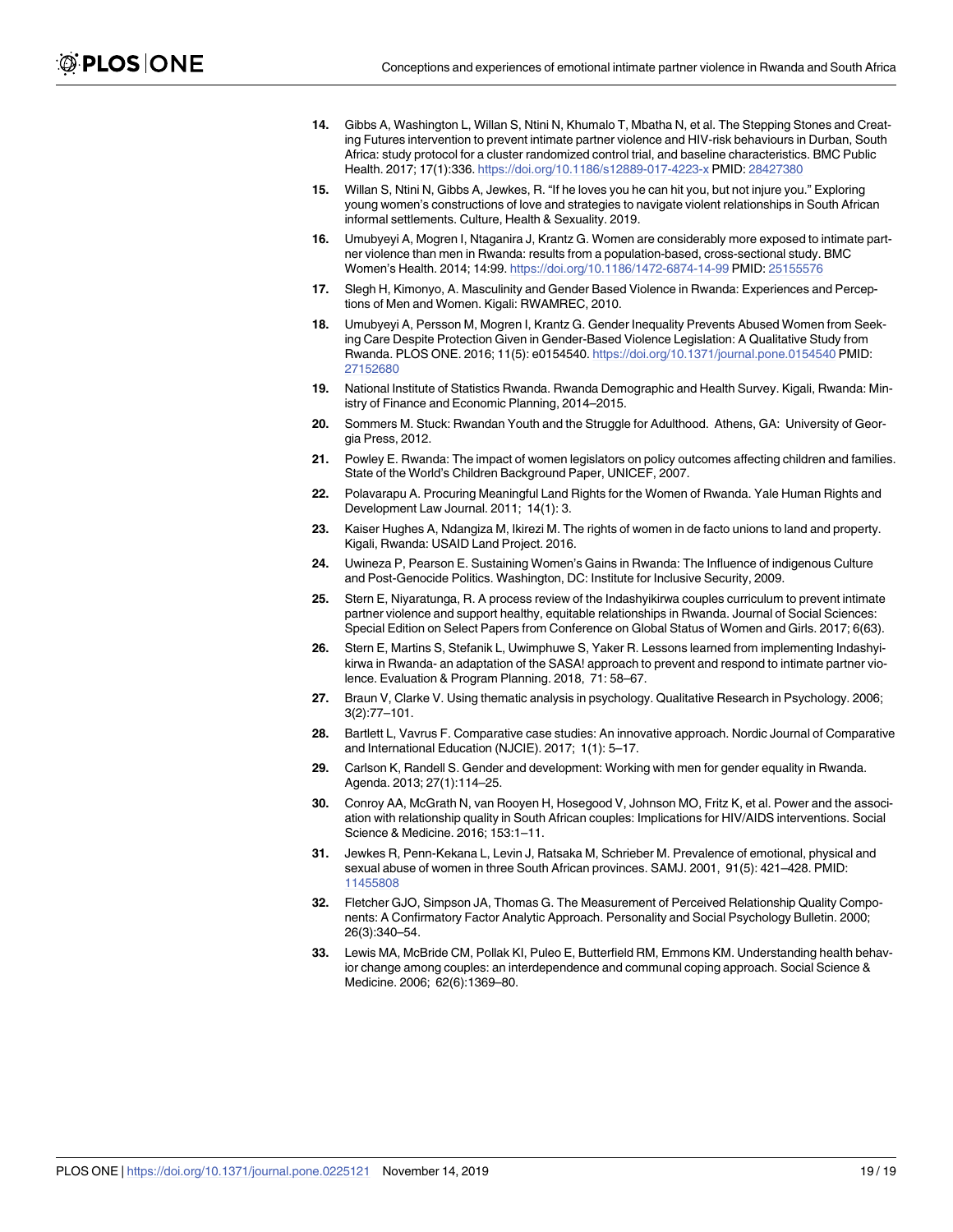14. Gibbs A, Washington L, Willan S, Ntini N, Khumalo T, Mbatha N, et al. The Stepping Stones and Creating Futures intervention to prevent intimate partner violence and HIV-risk behaviours in Durban, South Africa: study protocol for a cluster randomized control trial, and baseline characteristics. BMC Public Health. 2017; 17(1):336. https://doi.org/10.1186/s12889-017-4223-x PMID: 28427380
15. Willan S, Ntini N, Gibbs A, Jewkes, R. "If he loves you he can hit you, but not injure you." Exploring young women's constructions of love and strategies to navigate violent relationships in South African informal settlements. Culture, Health & Sexuality. 2019.
16. Umubyeyi A, Mogren I, Ntaganira J, Krantz G. Women are considerably more exposed to intimate partner violence than men in Rwanda: results from a population-based, cross-sectional study. BMC Women's Health. 2014; 14:99. https://doi.org/10.1186/1472-6874-14-99 PMID: 25155576
17. Slegh H, Kimonyo, A. Masculinity and Gender Based Violence in Rwanda: Experiences and Perceptions of Men and Women. Kigali: RWAMREC, 2010.
18. Umubyeyi A, Persson M, Mogren I, Krantz G. Gender Inequality Prevents Abused Women from Seeking Care Despite Protection Given in Gender-Based Violence Legislation: A Qualitative Study from Rwanda. PLOS ONE. 2016; 11(5): e0154540. https://doi.org/10.1371/journal.pone.0154540 PMID: 27152680
19. National Institute of Statistics Rwanda. Rwanda Demographic and Health Survey. Kigali, Rwanda: Ministry of Finance and Economic Planning, 2014–2015.
20. Sommers M. Stuck: Rwandan Youth and the Struggle for Adulthood. Athens, GA: University of Georgia Press, 2012.
21. Powley E. Rwanda: The impact of women legislators on policy outcomes affecting children and families. State of the World's Children Background Paper, UNICEF, 2007.
22. Polavarapu A. Procuring Meaningful Land Rights for the Women of Rwanda. Yale Human Rights and Development Law Journal. 2011; 14(1): 3.
23. Kaiser Hughes A, Ndangiza M, Ikirezi M. The rights of women in de facto unions to land and property. Kigali, Rwanda: USAID Land Project. 2016.
24. Uwineza P, Pearson E. Sustaining Women's Gains in Rwanda: The Influence of indigenous Culture and Post-Genocide Politics. Washington, DC: Institute for Inclusive Security, 2009.
25. Stern E, Niyaratunga, R. A process review of the Indashyikirwa couples curriculum to prevent intimate partner violence and support healthy, equitable relationships in Rwanda. Journal of Social Sciences: Special Edition on Select Papers from Conference on Global Status of Women and Girls. 2017; 6(63).
26. Stern E, Martins S, Stefanik L, Uwimphuwe S, Yaker R. Lessons learned from implementing Indashyikirwa in Rwanda- an adaptation of the SASA! approach to prevent and respond to intimate partner violence. Evaluation & Program Planning. 2018, 71: 58–67.
27. Braun V, Clarke V. Using thematic analysis in psychology. Qualitative Research in Psychology. 2006; 3(2):77–101.
28. Bartlett L, Vavrus F. Comparative case studies: An innovative approach. Nordic Journal of Comparative and International Education (NJCIE). 2017; 1(1): 5–17.
29. Carlson K, Randell S. Gender and development: Working with men for gender equality in Rwanda. Agenda. 2013; 27(1):114–25.
30. Conroy AA, McGrath N, van Rooyen H, Hosegood V, Johnson MO, Fritz K, et al. Power and the association with relationship quality in South African couples: Implications for HIV/AIDS interventions. Social Science & Medicine. 2016; 153:1–11.
31. Jewkes R, Penn-Kekana L, Levin J, Ratsaka M, Schrieber M. Prevalence of emotional, physical and sexual abuse of women in three South African provinces. SAMJ. 2001, 91(5): 421–428. PMID: 11455808
32. Fletcher GJO, Simpson JA, Thomas G. The Measurement of Perceived Relationship Quality Components: A Confirmatory Factor Analytic Approach. Personality and Social Psychology Bulletin. 2000; 26(3):340–54.
33. Lewis MA, McBride CM, Pollak KI, Puleo E, Butterfield RM, Emmons KM. Understanding health behavior change among couples: an interdependence and communal coping approach. Social Science & Medicine. 2006; 62(6):1369–80.